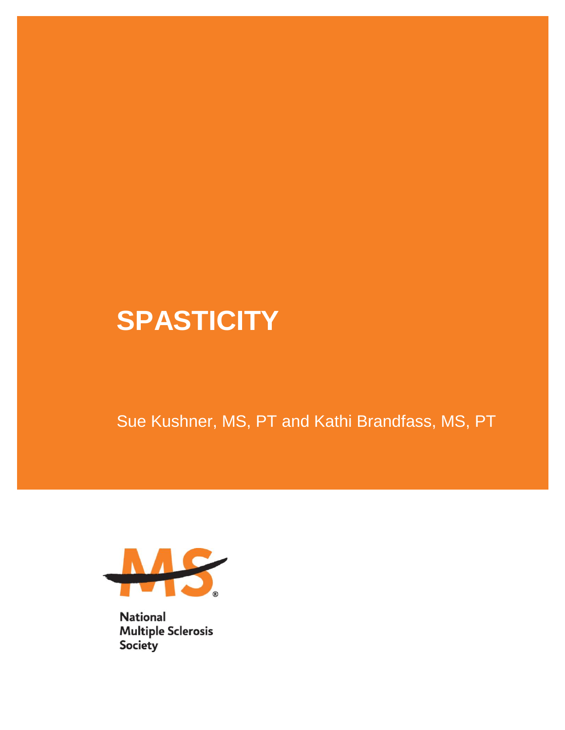# SPASTICITY

Sue Kushner, MS, PT and Kathi Brandfass, MS, PT

National Multiple Sclerosis Society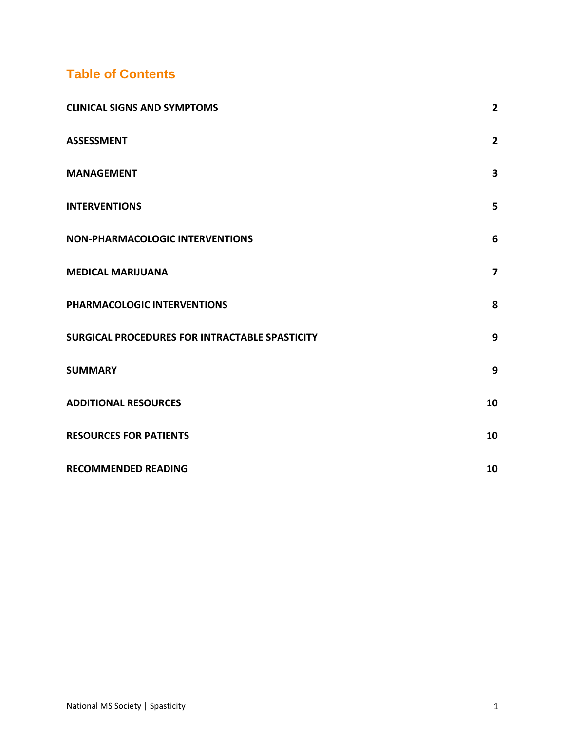## Table of Contents

| | |
|---|---|
| **CLINICAL SIGNS AND SYMPTOMS** | **2** |
| **ASSESSMENT** | **2** |
| **MANAGEMENT** | **3** |
| **INTERVENTIONS** | **5** |
| **NON-PHARMACOLOGIC INTERVENTIONS** | **6** |
| **MEDICAL MARIJUANA** | **7** |
| **PHARMACOLOGIC INTERVENTIONS** | **8** |
| **SURGICAL PROCEDURES FOR INTRACTABLE SPASTICITY** | **9** |
| **SUMMARY** | **9** |
| **ADDITIONAL RESOURCES** | **10** |
| **RESOURCES FOR PATIENTS** | **10** |
| **RECOMMENDED READING** | **10** |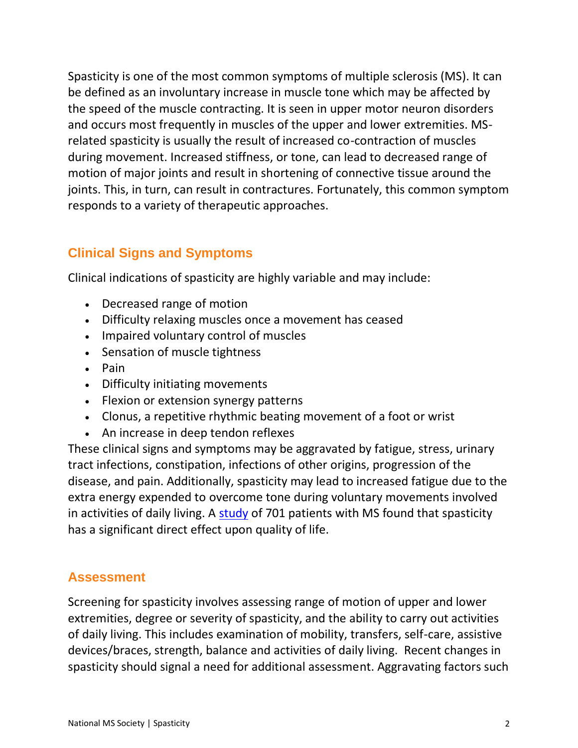Spasticity is one of the most common symptoms of multiple sclerosis (MS). It can be defined as an involuntary increase in muscle tone which may be affected by the speed of the muscle contracting. It is seen in upper motor neuron disorders and occurs most frequently in muscles of the upper and lower extremities. MS-related spasticity is usually the result of increased co-contraction of muscles during movement. Increased stiffness, or tone, can lead to decreased range of motion of major joints and result in shortening of connective tissue around the joints. This, in turn, can result in contractures. Fortunately, this common symptom responds to a variety of therapeutic approaches.

## Clinical Signs and Symptoms

Clinical indications of spasticity are highly variable and may include:

- Decreased range of motion
- Difficulty relaxing muscles once a movement has ceased
- Impaired voluntary control of muscles
- Sensation of muscle tightness
- Pain
- Difficulty initiating movements
- Flexion or extension synergy patterns
- Clonus, a repetitive rhythmic beating movement of a foot or wrist
- An increase in deep tendon reflexes

These clinical signs and symptoms may be aggravated by fatigue, stress, urinary tract infections, constipation, infections of other origins, progression of the disease, and pain. Additionally, spasticity may lead to increased fatigue due to the extra energy expended to overcome tone during voluntary movements involved in activities of daily living. A study of 701 patients with MS found that spasticity has a significant direct effect upon quality of life.

## Assessment

Screening for spasticity involves assessing range of motion of upper and lower extremities, degree or severity of spasticity, and the ability to carry out activities of daily living. This includes examination of mobility, transfers, self-care, assistive devices/braces, strength, balance and activities of daily living. Recent changes in spasticity should signal a need for additional assessment. Aggravating factors such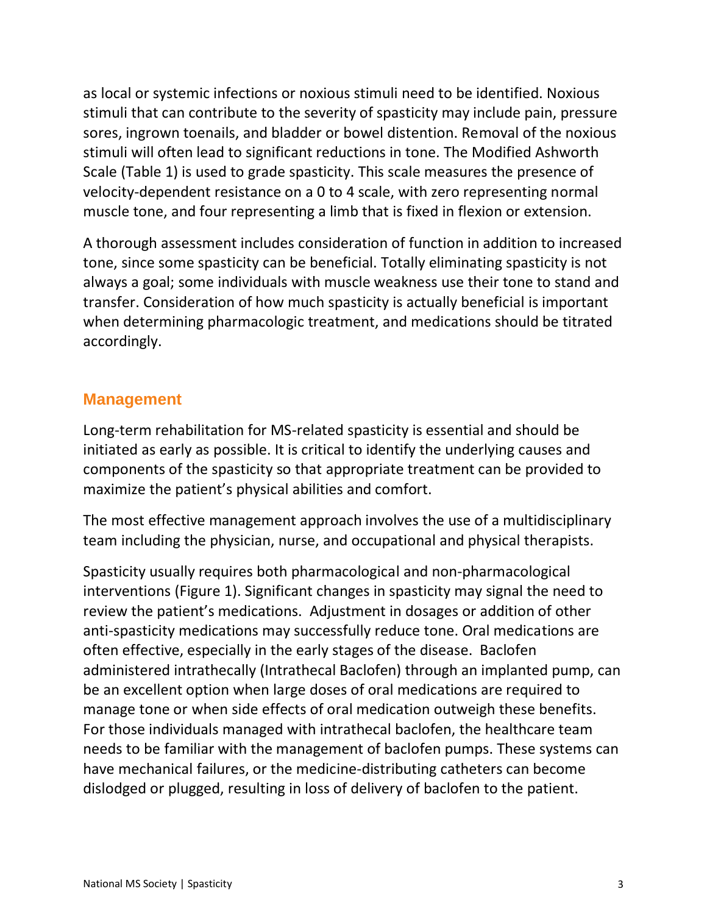as local or systemic infections or noxious stimuli need to be identified. Noxious stimuli that can contribute to the severity of spasticity may include pain, pressure sores, ingrown toenails, and bladder or bowel distention. Removal of the noxious stimuli will often lead to significant reductions in tone. The Modified Ashworth Scale (Table 1) is used to grade spasticity. This scale measures the presence of velocity-dependent resistance on a 0 to 4 scale, with zero representing normal muscle tone, and four representing a limb that is fixed in flexion or extension.

A thorough assessment includes consideration of function in addition to increased tone, since some spasticity can be beneficial. Totally eliminating spasticity is not always a goal; some individuals with muscle weakness use their tone to stand and transfer. Consideration of how much spasticity is actually beneficial is important when determining pharmacologic treatment, and medications should be titrated accordingly.

## Management

Long-term rehabilitation for MS-related spasticity is essential and should be initiated as early as possible. It is critical to identify the underlying causes and components of the spasticity so that appropriate treatment can be provided to maximize the patient's physical abilities and comfort.

The most effective management approach involves the use of a multidisciplinary team including the physician, nurse, and occupational and physical therapists.

Spasticity usually requires both pharmacological and non-pharmacological interventions (Figure 1). Significant changes in spasticity may signal the need to review the patient's medications. Adjustment in dosages or addition of other anti-spasticity medications may successfully reduce tone. Oral medications are often effective, especially in the early stages of the disease. Baclofen administered intrathecally (Intrathecal Baclofen) through an implanted pump, can be an excellent option when large doses of oral medications are required to manage tone or when side effects of oral medication outweigh these benefits. For those individuals managed with intrathecal baclofen, the healthcare team needs to be familiar with the management of baclofen pumps. These systems can have mechanical failures, or the medicine-distributing catheters can become dislodged or plugged, resulting in loss of delivery of baclofen to the patient.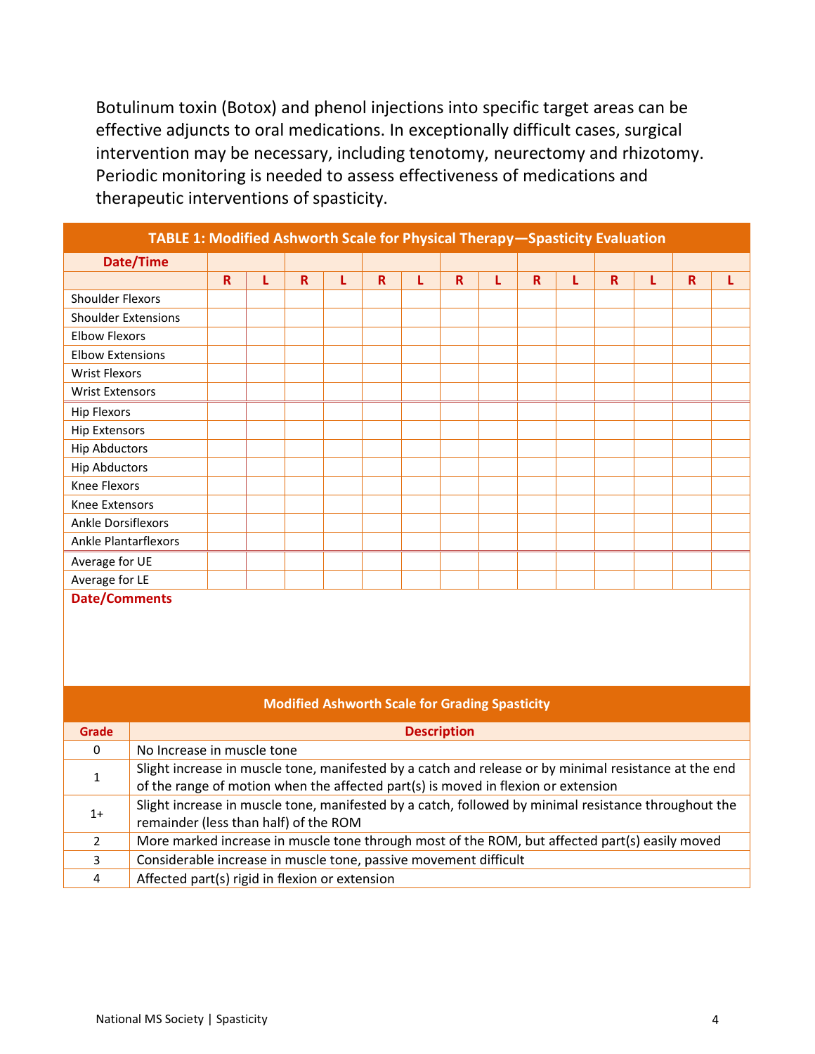Botulinum toxin (Botox) and phenol injections into specific target areas can be effective adjuncts to oral medications. In exceptionally difficult cases, surgical intervention may be necessary, including tenotomy, neurectomy and rhizotomy. Periodic monitoring is needed to assess effectiveness of medications and therapeutic interventions of spasticity.

| TABLE 1: Modified Ashworth Scale for Physical Therapy—Spasticity Evaluation | | | | | | | | | | | | | | |
|---|---|---|---|---|---|---|---|---|---|---|---|---|---|---|
| **Date/Time** | | | | | | | | | | | | | | |
| | **R** | **L** | **R** | **L** | **R** | **L** | **R** | **L** | **R** | **L** | **R** | **L** | **R** | **L** |
| Shoulder Flexors | | | | | | | | | | | | | | |
| Shoulder Extensions | | | | | | | | | | | | | | |
| Elbow Flexors | | | | | | | | | | | | | | |
| Elbow Extensions | | | | | | | | | | | | | | |
| Wrist Flexors | | | | | | | | | | | | | | |
| Wrist Extensors | | | | | | | | | | | | | | |
| Hip Flexors | | | | | | | | | | | | | | |
| Hip Extensors | | | | | | | | | | | | | | |
| Hip Abductors | | | | | | | | | | | | | | |
| Hip Abductors | | | | | | | | | | | | | | |
| Knee Flexors | | | | | | | | | | | | | | |
| Knee Extensors | | | | | | | | | | | | | | |
| Ankle Dorsiflexors | | | | | | | | | | | | | | |
| Ankle Plantarflexors | | | | | | | | | | | | | | |
| Average for UE | | | | | | | | | | | | | | |
| Average for LE | | | | | | | | | | | | | | |
| **Date/Comments** | | | | | | | | | | | | | | |

**Modified Ashworth Scale for Grading Spasticity**

| Grade | Description |
|---|---|
| 0 | No Increase in muscle tone |
| 1 | Slight increase in muscle tone, manifested by a catch and release or by minimal resistance at the end of the range of motion when the affected part(s) is moved in flexion or extension |
| 1+ | Slight increase in muscle tone, manifested by a catch, followed by minimal resistance throughout the remainder (less than half) of the ROM |
| 2 | More marked increase in muscle tone through most of the ROM, but affected part(s) easily moved |
| 3 | Considerable increase in muscle tone, passive movement difficult |
| 4 | Affected part(s) rigid in flexion or extension |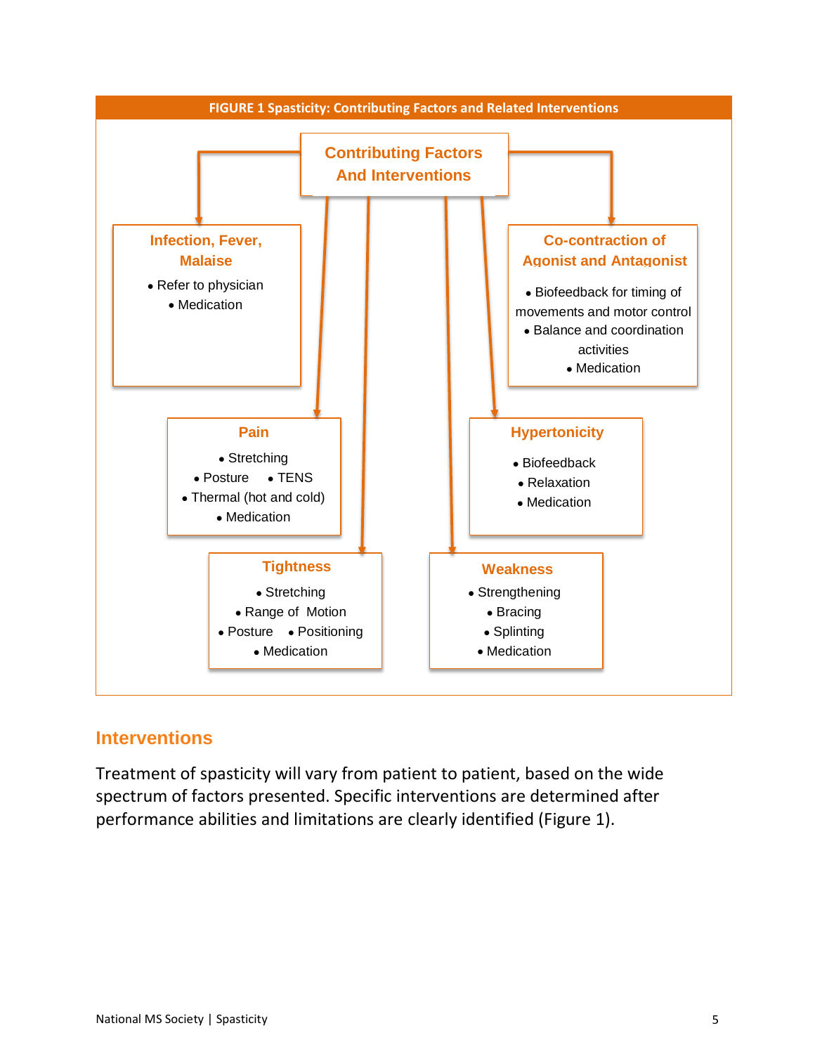FIGURE 1 Spasticity: Contributing Factors and Related Interventions

**Contributing Factors And Interventions**

**Infection, Fever, Malaise**

- Refer to physician
- Medication

**Co-contraction of Agonist and Antagonist**

- Biofeedback for timing of movements and motor control
- Balance and coordination activities
- Medication

**Pain**

- Stretching
- Posture
- TENS
- Thermal (hot and cold)
- Medication

**Hypertonicity**

- Biofeedback
- Relaxation
- Medication

**Tightness**

- Stretching
- Range of Motion
- Posture
- Positioning
- Medication

**Weakness**

- Strengthening
- Bracing
- Splinting
- Medication

## Interventions

Treatment of spasticity will vary from patient to patient, based on the wide spectrum of factors presented. Specific interventions are determined after performance abilities and limitations are clearly identified (Figure 1).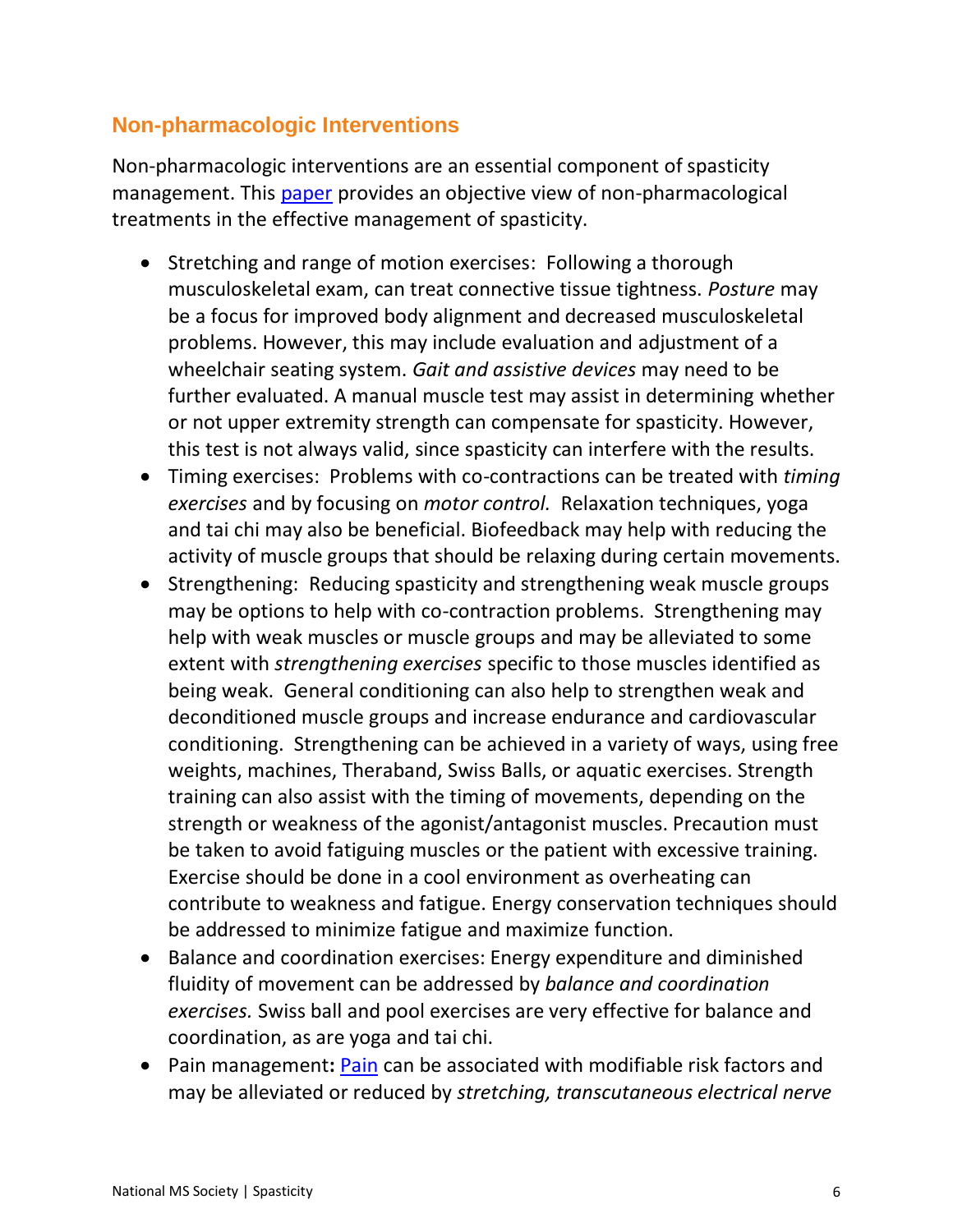## Non-pharmacologic Interventions

Non-pharmacologic interventions are an essential component of spasticity management. This [paper](#) provides an objective view of non-pharmacological treatments in the effective management of spasticity.

- Stretching and range of motion exercises: Following a thorough musculoskeletal exam, can treat connective tissue tightness. *Posture* may be a focus for improved body alignment and decreased musculoskeletal problems. However, this may include evaluation and adjustment of a wheelchair seating system. *Gait and assistive devices* may need to be further evaluated. A manual muscle test may assist in determining whether or not upper extremity strength can compensate for spasticity. However, this test is not always valid, since spasticity can interfere with the results.
- Timing exercises: Problems with co-contractions can be treated with *timing exercises* and by focusing on *motor control.* Relaxation techniques, yoga and tai chi may also be beneficial. Biofeedback may help with reducing the activity of muscle groups that should be relaxing during certain movements.
- Strengthening: Reducing spasticity and strengthening weak muscle groups may be options to help with co-contraction problems. Strengthening may help with weak muscles or muscle groups and may be alleviated to some extent with *strengthening exercises* specific to those muscles identified as being weak. General conditioning can also help to strengthen weak and deconditioned muscle groups and increase endurance and cardiovascular conditioning. Strengthening can be achieved in a variety of ways, using free weights, machines, Theraband, Swiss Balls, or aquatic exercises. Strength training can also assist with the timing of movements, depending on the strength or weakness of the agonist/antagonist muscles. Precaution must be taken to avoid fatiguing muscles or the patient with excessive training. Exercise should be done in a cool environment as overheating can contribute to weakness and fatigue. Energy conservation techniques should be addressed to minimize fatigue and maximize function.
- Balance and coordination exercises: Energy expenditure and diminished fluidity of movement can be addressed by *balance and coordination exercises.* Swiss ball and pool exercises are very effective for balance and coordination, as are yoga and tai chi.
- Pain management**:** [Pain](#) can be associated with modifiable risk factors and may be alleviated or reduced by *stretching, transcutaneous electrical nerve*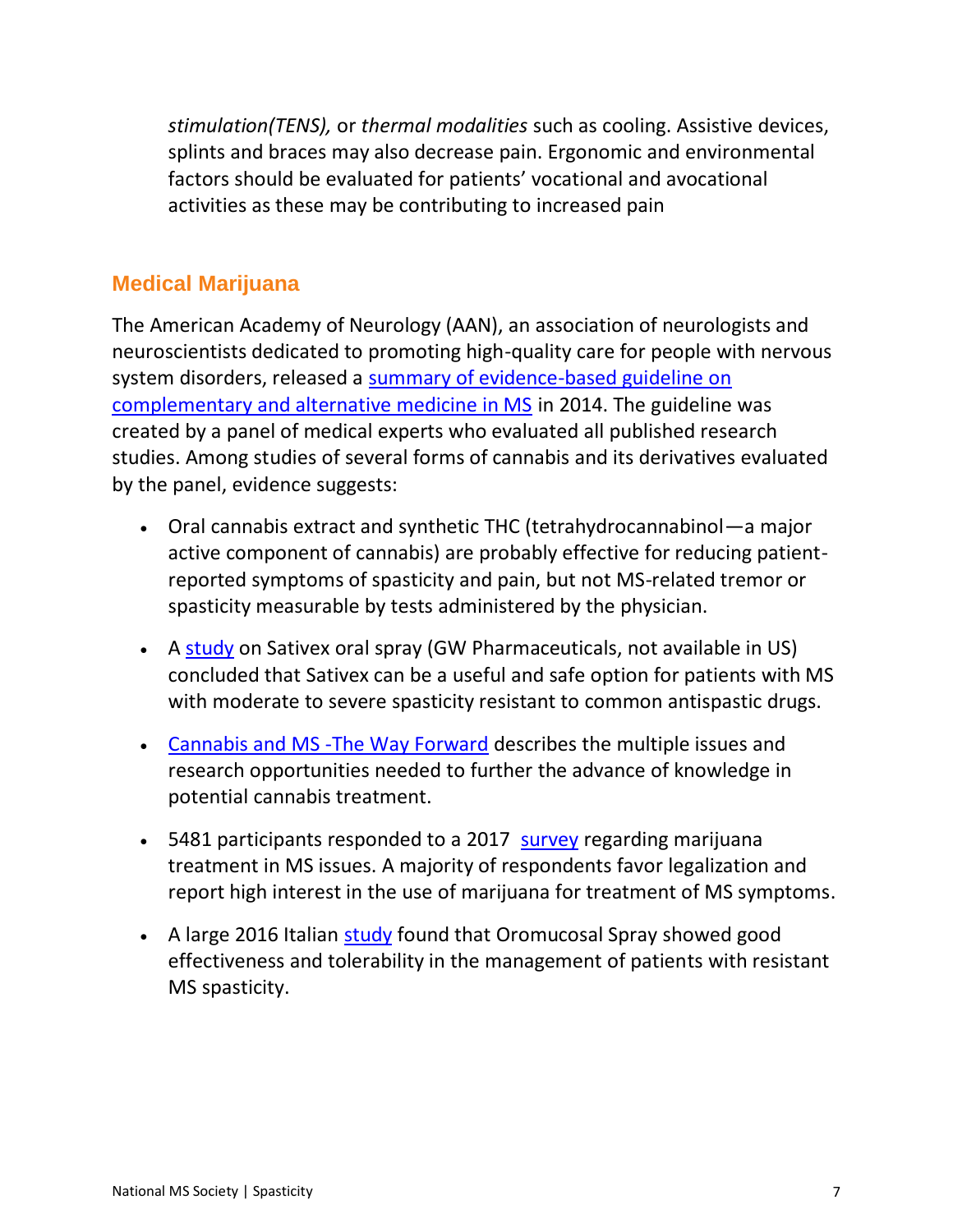*stimulation(TENS),* or *thermal modalities* such as cooling. Assistive devices, splints and braces may also decrease pain. Ergonomic and environmental factors should be evaluated for patients' vocational and avocational activities as these may be contributing to increased pain

## Medical Marijuana

The American Academy of Neurology (AAN), an association of neurologists and neuroscientists dedicated to promoting high-quality care for people with nervous system disorders, released a summary of evidence-based guideline on complementary and alternative medicine in MS in 2014. The guideline was created by a panel of medical experts who evaluated all published research studies. Among studies of several forms of cannabis and its derivatives evaluated by the panel, evidence suggests:

- Oral cannabis extract and synthetic THC (tetrahydrocannabinol—a major active component of cannabis) are probably effective for reducing patient-reported symptoms of spasticity and pain, but not MS-related tremor or spasticity measurable by tests administered by the physician.
- A study on Sativex oral spray (GW Pharmaceuticals, not available in US) concluded that Sativex can be a useful and safe option for patients with MS with moderate to severe spasticity resistant to common antispastic drugs.
- Cannabis and MS -The Way Forward describes the multiple issues and research opportunities needed to further the advance of knowledge in potential cannabis treatment.
- 5481 participants responded to a 2017 survey regarding marijuana treatment in MS issues. A majority of respondents favor legalization and report high interest in the use of marijuana for treatment of MS symptoms.
- A large 2016 Italian study found that Oromucosal Spray showed good effectiveness and tolerability in the management of patients with resistant MS spasticity.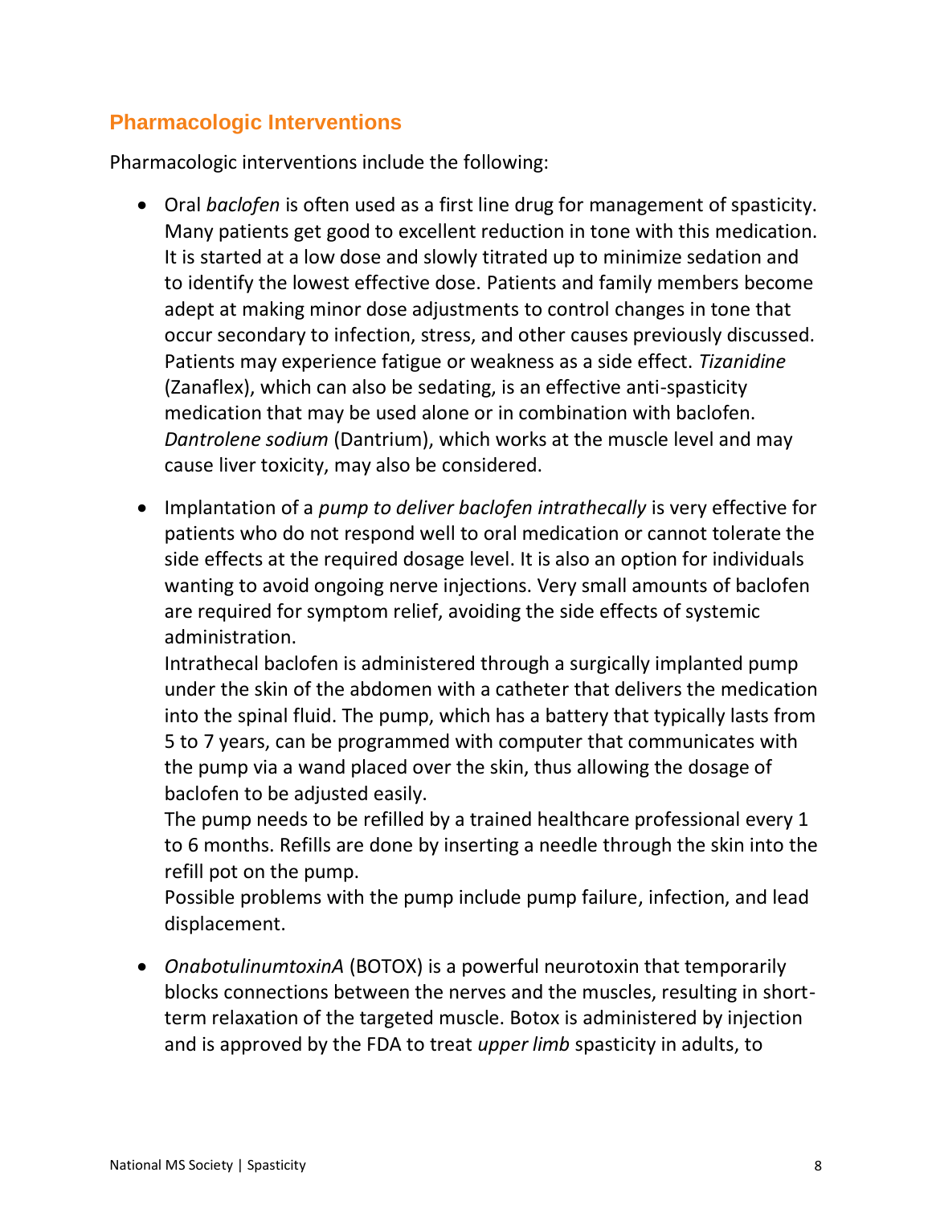## Pharmacologic Interventions

Pharmacologic interventions include the following:

- Oral *baclofen* is often used as a first line drug for management of spasticity. Many patients get good to excellent reduction in tone with this medication. It is started at a low dose and slowly titrated up to minimize sedation and to identify the lowest effective dose. Patients and family members become adept at making minor dose adjustments to control changes in tone that occur secondary to infection, stress, and other causes previously discussed. Patients may experience fatigue or weakness as a side effect. *Tizanidine* (Zanaflex), which can also be sedating, is an effective anti-spasticity medication that may be used alone or in combination with baclofen. *Dantrolene sodium* (Dantrium), which works at the muscle level and may cause liver toxicity, may also be considered.

- Implantation of a *pump to deliver baclofen intrathecally* is very effective for patients who do not respond well to oral medication or cannot tolerate the side effects at the required dosage level. It is also an option for individuals wanting to avoid ongoing nerve injections. Very small amounts of baclofen are required for symptom relief, avoiding the side effects of systemic administration.
  Intrathecal baclofen is administered through a surgically implanted pump under the skin of the abdomen with a catheter that delivers the medication into the spinal fluid. The pump, which has a battery that typically lasts from 5 to 7 years, can be programmed with computer that communicates with the pump via a wand placed over the skin, thus allowing the dosage of baclofen to be adjusted easily.
  The pump needs to be refilled by a trained healthcare professional every 1 to 6 months. Refills are done by inserting a needle through the skin into the refill pot on the pump.
  Possible problems with the pump include pump failure, infection, and lead displacement.

- *OnabotulinumtoxinA* (BOTOX) is a powerful neurotoxin that temporarily blocks connections between the nerves and the muscles, resulting in short-term relaxation of the targeted muscle. Botox is administered by injection and is approved by the FDA to treat *upper limb* spasticity in adults, to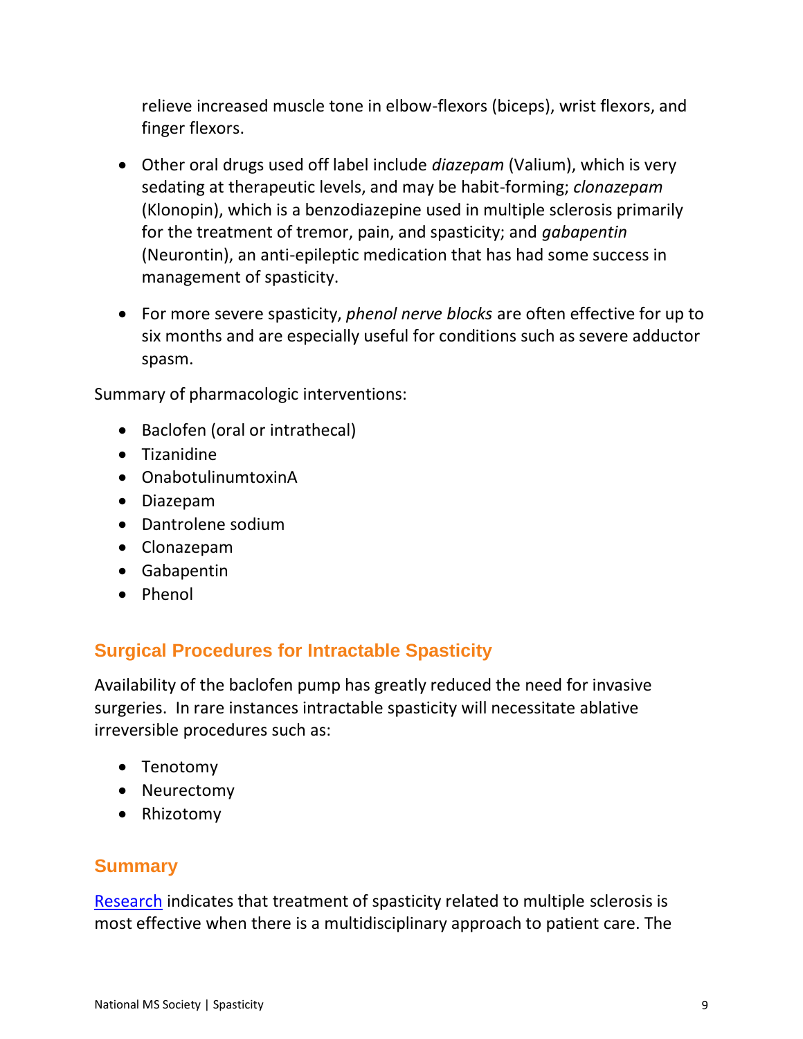relieve increased muscle tone in elbow-flexors (biceps), wrist flexors, and finger flexors.

- Other oral drugs used off label include *diazepam* (Valium), which is very sedating at therapeutic levels, and may be habit-forming; *clonazepam* (Klonopin), which is a benzodiazepine used in multiple sclerosis primarily for the treatment of tremor, pain, and spasticity; and *gabapentin* (Neurontin), an anti-epileptic medication that has had some success in management of spasticity.

- For more severe spasticity, *phenol nerve blocks* are often effective for up to six months and are especially useful for conditions such as severe adductor spasm.

Summary of pharmacologic interventions:

- Baclofen (oral or intrathecal)
- Tizanidine
- OnabotulinumtoxinA
- Diazepam
- Dantrolene sodium
- Clonazepam
- Gabapentin
- Phenol

## Surgical Procedures for Intractable Spasticity

Availability of the baclofen pump has greatly reduced the need for invasive surgeries. In rare instances intractable spasticity will necessitate ablative irreversible procedures such as:

- Tenotomy
- Neurectomy
- Rhizotomy

## Summary

Research indicates that treatment of spasticity related to multiple sclerosis is most effective when there is a multidisciplinary approach to patient care. The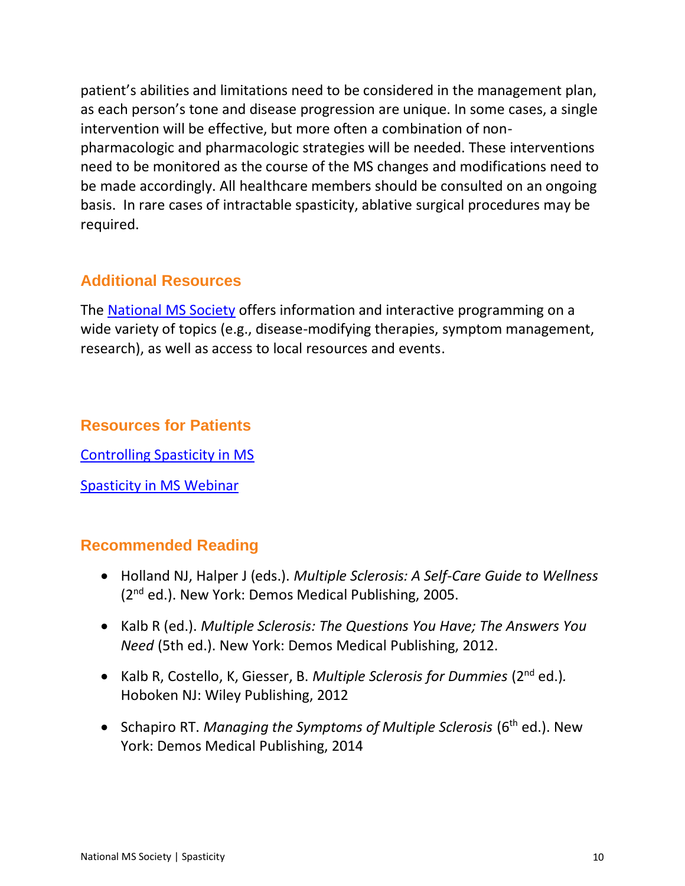patient's abilities and limitations need to be considered in the management plan, as each person's tone and disease progression are unique. In some cases, a single intervention will be effective, but more often a combination of non-pharmacologic and pharmacologic strategies will be needed. These interventions need to be monitored as the course of the MS changes and modifications need to be made accordingly. All healthcare members should be consulted on an ongoing basis. In rare cases of intractable spasticity, ablative surgical procedures may be required.

## Additional Resources

The [National MS Society]() offers information and interactive programming on a wide variety of topics (e.g., disease-modifying therapies, symptom management, research), as well as access to local resources and events.

## Resources for Patients

[Controlling Spasticity in MS]()

[Spasticity in MS Webinar]()

## Recommended Reading

- Holland NJ, Halper J (eds.). *Multiple Sclerosis: A Self-Care Guide to Wellness* (2nd ed.). New York: Demos Medical Publishing, 2005.
- Kalb R (ed.). *Multiple Sclerosis: The Questions You Have; The Answers You Need* (5th ed.). New York: Demos Medical Publishing, 2012.
- Kalb R, Costello, K, Giesser, B. *Multiple Sclerosis for Dummies* (2nd ed.). Hoboken NJ: Wiley Publishing, 2012
- Schapiro RT. *Managing the Symptoms of Multiple Sclerosis* (6th ed.). New York: Demos Medical Publishing, 2014